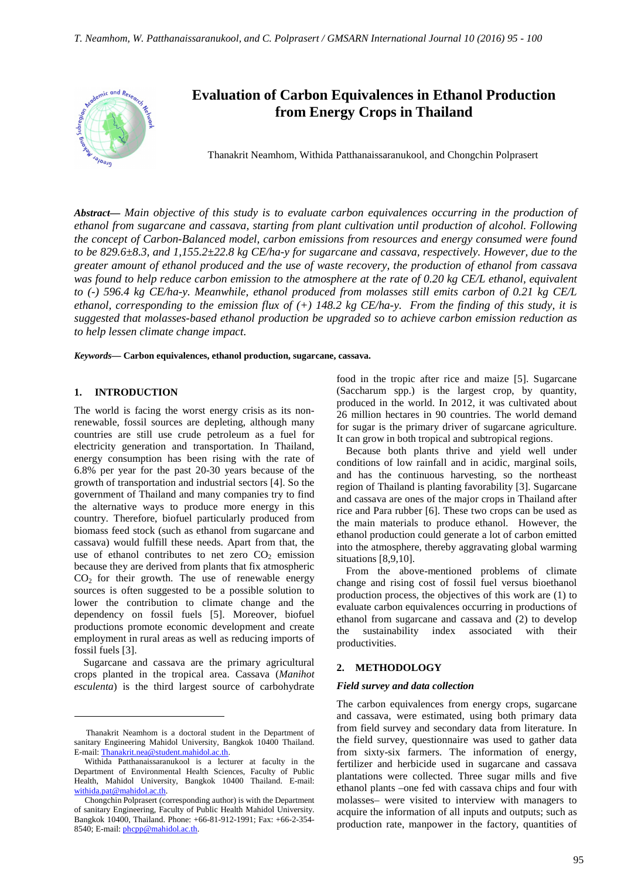# Evaluation of Carbon Equivalences in Ethanol Production from Energy Crops in Thailand

Thanakrit Neamhom, Withida Patthanaissaranukool, and Chongchin Polprasert

***Abstract***— *Main objective of this study is to evaluate carbon equivalences occurring in the production of ethanol from sugarcane and cassava, starting from plant cultivation until production of alcohol. Following the concept of Carbon-Balanced model, carbon emissions from resources and energy consumed were found to be 829.6±8.3, and 1,155.2±22.8 kg CE/ha-y for sugarcane and cassava, respectively. However, due to the greater amount of ethanol produced and the use of waste recovery, the production of ethanol from cassava was found to help reduce carbon emission to the atmosphere at the rate of 0.20 kg CE/L ethanol, equivalent to (-) 596.4 kg CE/ha-y. Meanwhile, ethanol produced from molasses still emits carbon of 0.21 kg CE/L ethanol, corresponding to the emission flux of (+) 148.2 kg CE/ha-y. From the finding of this study, it is suggested that molasses-based ethanol production be upgraded so to achieve carbon emission reduction as to help lessen climate change impact.*

***Keywords***— **Carbon equivalences, ethanol production, sugarcane, cassava.**

## 1. INTRODUCTION

The world is facing the worst energy crisis as its non-renewable, fossil sources are depleting, although many countries are still use crude petroleum as a fuel for electricity generation and transportation. In Thailand, energy consumption has been rising with the rate of 6.8% per year for the past 20-30 years because of the growth of transportation and industrial sectors [4]. So the government of Thailand and many companies try to find the alternative ways to produce more energy in this country. Therefore, biofuel particularly produced from biomass feed stock (such as ethanol from sugarcane and cassava) would fulfill these needs. Apart from that, the use of ethanol contributes to net zero $CO_2$ emission because they are derived from plants that fix atmospheric $CO_2$ for their growth. The use of renewable energy sources is often suggested to be a possible solution to lower the contribution to climate change and the dependency on fossil fuels [5]. Moreover, biofuel productions promote economic development and create employment in rural areas as well as reducing imports of fossil fuels [3].

Sugarcane and cassava are the primary agricultural crops planted in the tropical area. Cassava (*Manihot esculenta*) is the third largest source of carbohydrate food in the tropic after rice and maize [5]. Sugarcane (Saccharum spp.) is the largest crop, by quantity, produced in the world. In 2012, it was cultivated about 26 million hectares in 90 countries. The world demand for sugar is the primary driver of sugarcane agriculture. It can grow in both tropical and subtropical regions.

Because both plants thrive and yield well under conditions of low rainfall and in acidic, marginal soils, and has the continuous harvesting, so the northeast region of Thailand is planting favorability [3]. Sugarcane and cassava are ones of the major crops in Thailand after rice and Para rubber [6]. These two crops can be used as the main materials to produce ethanol. However, the ethanol production could generate a lot of carbon emitted into the atmosphere, thereby aggravating global warming situations [8,9,10].

From the above-mentioned problems of climate change and rising cost of fossil fuel versus bioethanol production process, the objectives of this work are (1) to evaluate carbon equivalences occurring in productions of ethanol from sugarcane and cassava and (2) to develop the sustainability index associated with their productivities.

## 2. METHODOLOGY

### *Field survey and data collection*

The carbon equivalences from energy crops, sugarcane and cassava, were estimated, using both primary data from field survey and secondary data from literature. In the field survey, questionnaire was used to gather data from sixty-six farmers. The information of energy, fertilizer and herbicide used in sugarcane and cassava plantations were collected. Three sugar mills and five ethanol plants –one fed with cassava chips and four with molasses– were visited to interview with managers to acquire the information of all inputs and outputs; such as production rate, manpower in the factory, quantities of

---

Thanakrit Neamhom is a doctoral student in the Department of sanitary Engineering Mahidol University, Bangkok 10400 Thailand. E-mail: Thanakrit.nea@student.mahidol.ac.th.

Withida Patthanaissaranukool is a lecturer at faculty in the Department of Environmental Health Sciences, Faculty of Public Health, Mahidol University, Bangkok 10400 Thailand. E-mail: withida.pat@mahidol.ac.th.

Chongchin Polprasert (corresponding author) is with the Department of sanitary Engineering, Faculty of Public Health Mahidol University. Bangkok 10400, Thailand. Phone: +66-81-912-1991; Fax: +66-2-354-8540; E-mail: phcpp@mahidol.ac.th.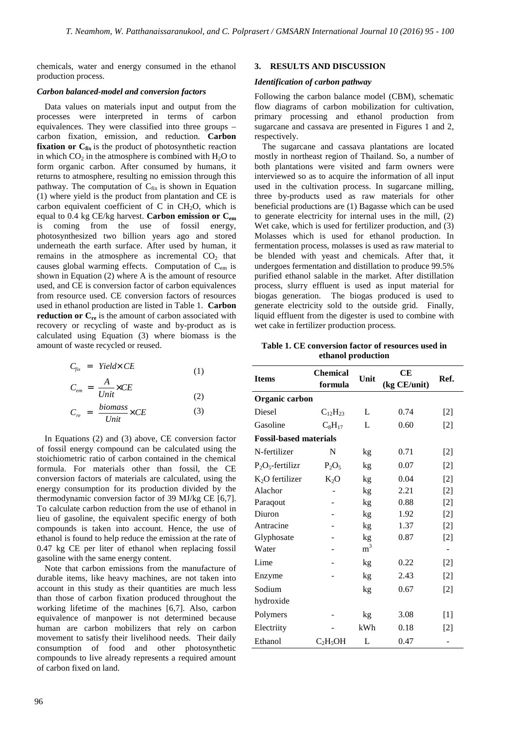chemicals, water and energy consumed in the ethanol production process.

### *Carbon balanced-model and conversion factors*

Data values on materials input and output from the processes were interpreted in terms of carbon equivalences. They were classified into three groups – carbon fixation, emission, and reduction. **Carbon fixation or $C_{fix}$** is the product of photosynthetic reaction in which $CO_2$ in the atmosphere is combined with $H_2O$ to form organic carbon. After consumed by humans, it returns to atmosphere, resulting no emission through this pathway. The computation of $C_{fix}$ is shown in Equation (1) where yield is the product from plantation and CE is carbon equivalent coefficient of C in $CH_2O$, which is equal to 0.4 kg CE/kg harvest. **Carbon emission or $C_{em}$** is coming from the use of fossil energy, photosynthesized two billion years ago and stored underneath the earth surface. After used by human, it remains in the atmosphere as incremental $CO_2$ that causes global warming effects. Computation of $C_{em}$ is shown in Equation (2) where A is the amount of resource used, and CE is conversion factor of carbon equivalences from resource used. CE conversion factors of resources used in ethanol production are listed in Table 1. **Carbon reduction or $C_{re}$** is the amount of carbon associated with recovery or recycling of waste and by-product as is calculated using Equation (3) where biomass is the amount of waste recycled or reused.

$$C_{fix} = Yield \times CE \tag{1}$$

$$C_{em} = \frac{A}{Unit} \times CE \tag{2}$$

$$C_{re} = \frac{biomass}{Unit} \times CE \tag{3}$$

In Equations (2) and (3) above, CE conversion factor of fossil energy compound can be calculated using the stoichiometric ratio of carbon contained in the chemical formula. For materials other than fossil, the CE conversion factors of materials are calculated, using the energy consumption for its production divided by the thermodynamic conversion factor of 39 MJ/kg CE [6,7]. To calculate carbon reduction from the use of ethanol in lieu of gasoline, the equivalent specific energy of both compounds is taken into account. Hence, the use of ethanol is found to help reduce the emission at the rate of 0.47 kg CE per liter of ethanol when replacing fossil gasoline with the same energy content.

Note that carbon emissions from the manufacture of durable items, like heavy machines, are not taken into account in this study as their quantities are much less than those of carbon fixation produced throughout the working lifetime of the machines [6,7]. Also, carbon equivalence of manpower is not determined because human are carbon mobilizers that rely on carbon movement to satisfy their livelihood needs. Their daily consumption of food and other photosynthetic compounds to live already represents a required amount of carbon fixed on land.

## 3. RESULTS AND DISCUSSION

### *Identification of carbon pathway*

Following the carbon balance model (CBM), schematic flow diagrams of carbon mobilization for cultivation, primary processing and ethanol production from sugarcane and cassava are presented in Figures 1 and 2, respectively.

The sugarcane and cassava plantations are located mostly in northeast region of Thailand. So, a number of both plantations were visited and farm owners were interviewed so as to acquire the information of all input used in the cultivation process. In sugarcane milling, three by-products used as raw materials for other beneficial productions are (1) Bagasse which can be used to generate electricity for internal uses in the mill, (2) Wet cake, which is used for fertilizer production, and (3) Molasses which is used for ethanol production. In fermentation process, molasses is used as raw material to be blended with yeast and chemicals. After that, it undergoes fermentation and distillation to produce 99.5% purified ethanol salable in the market. After distillation process, slurry effluent is used as input material for biogas generation. The biogas produced is used to generate electricity sold to the outside grid. Finally, liquid effluent from the digester is used to combine with wet cake in fertilizer production process.

**Table 1. CE conversion factor of resources used in ethanol production**

| Items | Chemical formula | Unit | CE (kg CE/unit) | Ref. |
|---|---|---|---|---|
| **Organic carbon** | | | | |
| Diesel | $C_{12}H_{23}$ | L | 0.74 | [2] |
| Gasoline | $C_8H_{17}$ | L | 0.60 | [2] |
| **Fossil-based materials** | | | | |
| N-fertilizer | N | kg | 0.71 | [2] |
| $P_2O_5$-fertilizr | $P_2O_5$ | kg | 0.07 | [2] |
| $K_2O$ fertilizer | $K_2O$ | kg | 0.04 | [2] |
| Alachor | - | kg | 2.21 | [2] |
| Paraqout | - | kg | 0.88 | [2] |
| Diuron | - | kg | 1.92 | [2] |
| Antracine | - | kg | 1.37 | [2] |
| Glyphosate | - | kg | 0.87 | [2] |
| Water | - | $m^3$ | | - |
| Lime | - | kg | 0.22 | [2] |
| Enzyme | - | kg | 2.43 | [2] |
| Sodium hydroxide | | kg | 0.67 | [2] |
| Polymers | - | kg | 3.08 | [1] |
| Electriity | - | kWh | 0.18 | [2] |
| Ethanol | $C_2H_5OH$ | L | 0.47 | - |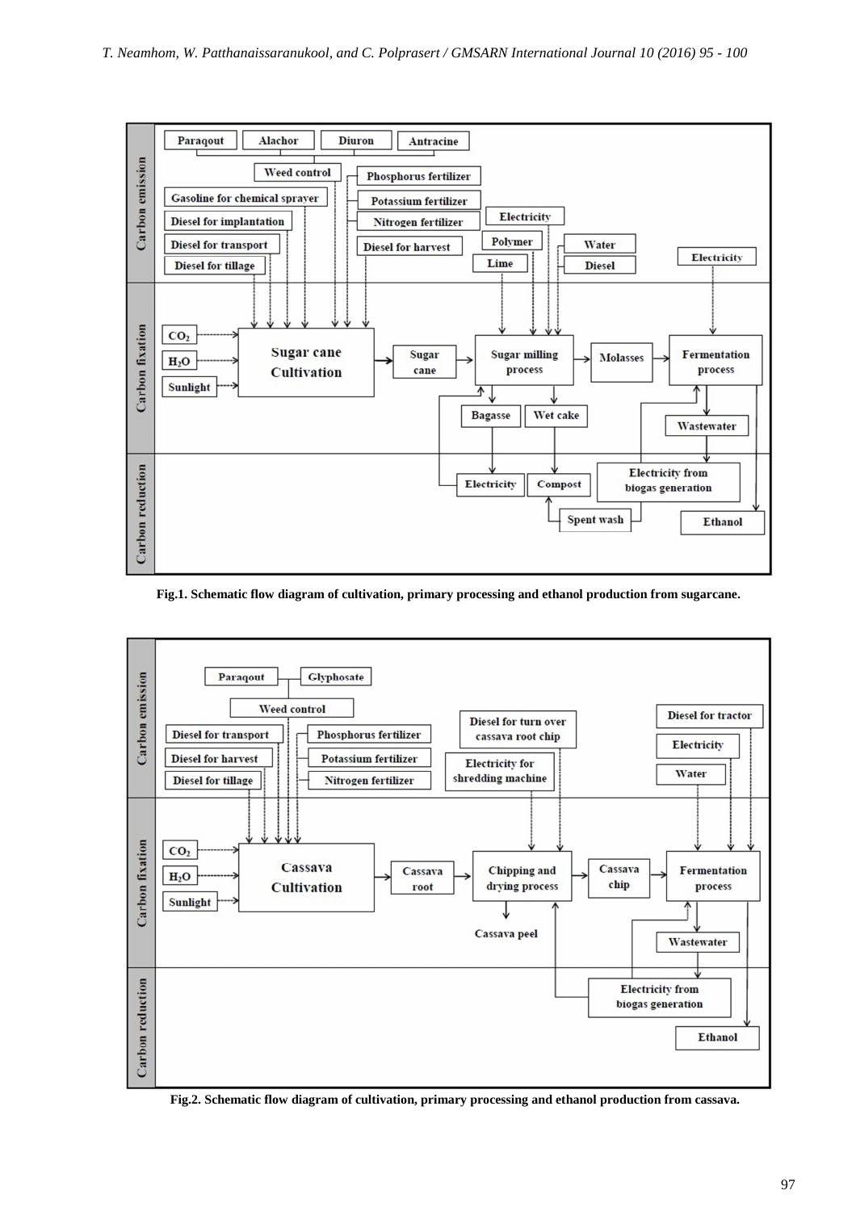**Fig.1. Schematic flow diagram of cultivation, primary processing and ethanol production from sugarcane.**

**Fig.2. Schematic flow diagram of cultivation, primary processing and ethanol production from cassava.**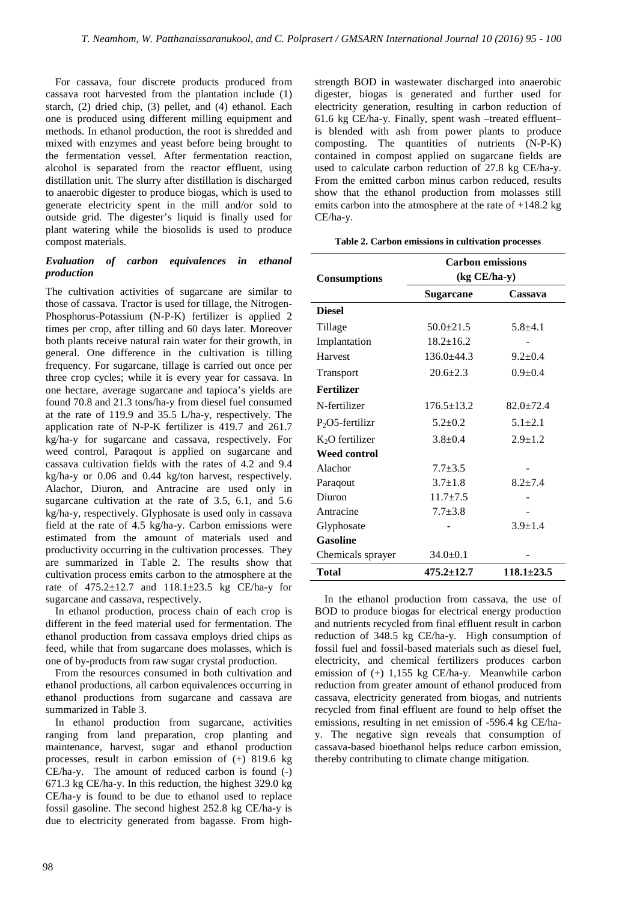For cassava, four discrete products produced from cassava root harvested from the plantation include (1) starch, (2) dried chip, (3) pellet, and (4) ethanol. Each one is produced using different milling equipment and methods. In ethanol production, the root is shredded and mixed with enzymes and yeast before being brought to the fermentation vessel. After fermentation reaction, alcohol is separated from the reactor effluent, using distillation unit. The slurry after distillation is discharged to anaerobic digester to produce biogas, which is used to generate electricity spent in the mill and/or sold to outside grid. The digester's liquid is finally used for plant watering while the biosolids is used to produce compost materials.

### *Evaluation of carbon equivalences in ethanol production*

The cultivation activities of sugarcane are similar to those of cassava. Tractor is used for tillage, the Nitrogen-Phosphorus-Potassium (N-P-K) fertilizer is applied 2 times per crop, after tilling and 60 days later. Moreover both plants receive natural rain water for their growth, in general. One difference in the cultivation is tilling frequency. For sugarcane, tillage is carried out once per three crop cycles; while it is every year for cassava. In one hectare, average sugarcane and tapioca's yields are found 70.8 and 21.3 tons/ha-y from diesel fuel consumed at the rate of 119.9 and 35.5 L/ha-y, respectively. The application rate of N-P-K fertilizer is 419.7 and 261.7 kg/ha-y for sugarcane and cassava, respectively. For weed control, Paraqout is applied on sugarcane and cassava cultivation fields with the rates of 4.2 and 9.4 kg/ha-y or 0.06 and 0.44 kg/ton harvest, respectively. Alachor, Diuron, and Antracine are used only in sugarcane cultivation at the rate of 3.5, 6.1, and 5.6 kg/ha-y, respectively. Glyphosate is used only in cassava field at the rate of 4.5 kg/ha-y. Carbon emissions were estimated from the amount of materials used and productivity occurring in the cultivation processes. They are summarized in Table 2. The results show that cultivation process emits carbon to the atmosphere at the rate of 475.2±12.7 and 118.1±23.5 kg CE/ha-y for sugarcane and cassava, respectively.

In ethanol production, process chain of each crop is different in the feed material used for fermentation. The ethanol production from cassava employs dried chips as feed, while that from sugarcane does molasses, which is one of by-products from raw sugar crystal production.

From the resources consumed in both cultivation and ethanol productions, all carbon equivalences occurring in ethanol productions from sugarcane and cassava are summarized in Table 3.

In ethanol production from sugarcane, activities ranging from land preparation, crop planting and maintenance, harvest, sugar and ethanol production processes, result in carbon emission of (+) 819.6 kg CE/ha-y. The amount of reduced carbon is found (-) 671.3 kg CE/ha-y. In this reduction, the highest 329.0 kg CE/ha-y is found to be due to ethanol used to replace fossil gasoline. The second highest 252.8 kg CE/ha-y is due to electricity generated from bagasse. From high-strength BOD in wastewater discharged into anaerobic digester, biogas is generated and further used for electricity generation, resulting in carbon reduction of 61.6 kg CE/ha-y. Finally, spent wash –treated effluent– is blended with ash from power plants to produce composting. The quantities of nutrients (N-P-K) contained in compost applied on sugarcane fields are used to calculate carbon reduction of 27.8 kg CE/ha-y. From the emitted carbon minus carbon reduced, results show that the ethanol production from molasses still emits carbon into the atmosphere at the rate of +148.2 kg CE/ha-y.

**Table 2. Carbon emissions in cultivation processes**

| Consumptions | Carbon emissions (kg CE/ha-y) | |
|---|---|---|
| | **Sugarcane** | **Cassava** |
| **Diesel** | | |
| Tillage | 50.0±21.5 | 5.8±4.1 |
| Implantation | 18.2±16.2 | - |
| Harvest | 136.0±44.3 | 9.2±0.4 |
| Transport | 20.6±2.3 | 0.9±0.4 |
| **Fertilizer** | | |
| N-fertilizer | 176.5±13.2 | 82.0±72.4 |
| $P_2O5$-fertilizr | 5.2±0.2 | 5.1±2.1 |
| $K_2O$ fertilizer | 3.8±0.4 | 2.9±1.2 |
| **Weed control** | | |
| Alachor | 7.7±3.5 | - |
| Paraqout | 3.7±1.8 | 8.2±7.4 |
| Diuron | 11.7±7.5 | - |
| Antracine | 7.7±3.8 | - |
| Glyphosate | - | 3.9±1.4 |
| **Gasoline** | | |
| Chemicals sprayer | 34.0±0.1 | - |
| **Total** | **475.2±12.7** | **118.1±23.5** |

In the ethanol production from cassava, the use of BOD to produce biogas for electrical energy production and nutrients recycled from final effluent result in carbon reduction of 348.5 kg CE/ha-y. High consumption of fossil fuel and fossil-based materials such as diesel fuel, electricity, and chemical fertilizers produces carbon emission of (+) 1,155 kg CE/ha-y. Meanwhile carbon reduction from greater amount of ethanol produced from cassava, electricity generated from biogas, and nutrients recycled from final effluent are found to help offset the emissions, resulting in net emission of -596.4 kg CE/ha-y. The negative sign reveals that consumption of cassava-based bioethanol helps reduce carbon emission, thereby contributing to climate change mitigation.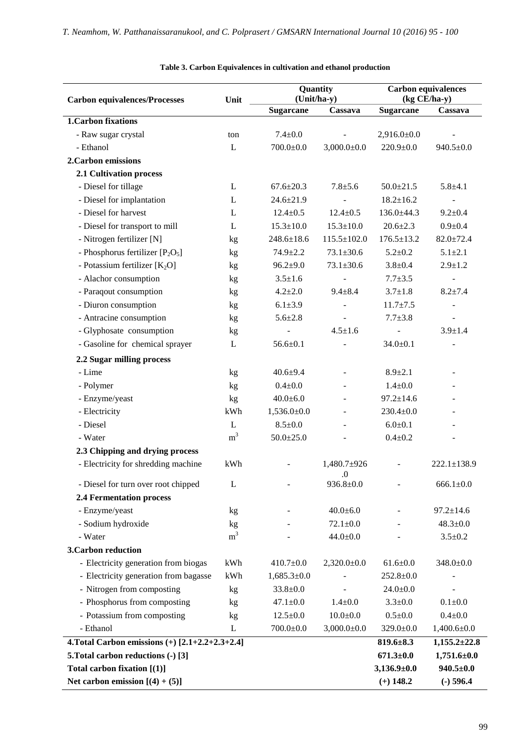**Table 3. Carbon Equivalences in cultivation and ethanol production**

| Carbon equivalences/Processes | Unit | Quantity (Unit/ha-y) | | Carbon equivalences (kg CE/ha-y) | |
|---|---|---|---|---|---|
| | | Sugarcane | Cassava | Sugarcane | Cassava |
| **1.Carbon fixations** | | | | | |
| - Raw sugar crystal | ton | 7.4±0.0 | - | 2,916.0±0.0 | - |
| - Ethanol | L | 700.0±0.0 | 3,000.0±0.0 | 220.9±0.0 | 940.5±0.0 |
| **2.Carbon emissions** | | | | | |
| **2.1 Cultivation process** | | | | | |
| - Diesel for tillage | L | 67.6±20.3 | 7.8±5.6 | 50.0±21.5 | 5.8±4.1 |
| - Diesel for implantation | L | 24.6±21.9 | - | 18.2±16.2 | - |
| - Diesel for harvest | L | 12.4±0.5 | 12.4±0.5 | 136.0±44.3 | 9.2±0.4 |
| - Diesel for transport to mill | L | 15.3±10.0 | 15.3±10.0 | 20.6±2.3 | 0.9±0.4 |
| - Nitrogen fertilizer [N] | kg | 248.6±18.6 | 115.5±102.0 | 176.5±13.2 | 82.0±72.4 |
| - Phosphorus fertilizer [$P_2O_5$] | kg | 74.9±2.2 | 73.1±30.6 | 5.2±0.2 | 5.1±2.1 |
| - Potassium fertilizer [$K_2O$] | kg | 96.2±9.0 | 73.1±30.6 | 3.8±0.4 | 2.9±1.2 |
| - Alachor consumption | kg | 3.5±1.6 | - | 7.7±3.5 | - |
| - Paraqout consumption | kg | 4.2±2.0 | 9.4±8.4 | 3.7±1.8 | 8.2±7.4 |
| - Diuron consumption | kg | 6.1±3.9 | - | 11.7±7.5 | - |
| - Antracine consumption | kg | 5.6±2.8 | - | 7.7±3.8 | - |
| - Glyphosate consumption | kg | - | 4.5±1.6 | - | 3.9±1.4 |
| - Gasoline for chemical sprayer | L | 56.6±0.1 | - | 34.0±0.1 | - |
| **2.2 Sugar milling process** | | | | | |
| - Lime | kg | 40.6±9.4 | - | 8.9±2.1 | - |
| - Polymer | kg | 0.4±0.0 | - | 1.4±0.0 | - |
| - Enzyme/yeast | kg | 40.0±6.0 | - | 97.2±14.6 | - |
| - Electricity | kWh | 1,536.0±0.0 | - | 230.4±0.0 | - |
| - Diesel | L | 8.5±0.0 | - | 6.0±0.1 | - |
| - Water | $m^3$ | 50.0±25.0 | - | 0.4±0.2 | - |
| **2.3 Chipping and drying process** | | | | | |
| - Electricity for shredding machine | kWh | - | 1,480.7±926.0 | - | 222.1±138.9 |
| - Diesel for turn over root chipped | L | - | 936.8±0.0 | - | 666.1±0.0 |
| **2.4 Fermentation process** | | | | | |
| - Enzyme/yeast | kg | - | 40.0±6.0 | - | 97.2±14.6 |
| - Sodium hydroxide | kg | - | 72.1±0.0 | - | 48.3±0.0 |
| - Water | $m^3$ | - | 44.0±0.0 | - | 3.5±0.2 |
| **3.Carbon reduction** | | | | | |
| - Electricity generation from biogas | kWh | 410.7±0.0 | 2,320.0±0.0 | 61.6±0.0 | 348.0±0.0 |
| - Electricity generation from bagasse | kWh | 1,685.3±0.0 | - | 252.8±0.0 | - |
| - Nitrogen from composting | kg | 33.8±0.0 | - | 24.0±0.0 | - |
| - Phosphorus from composting | kg | 47.1±0.0 | 1.4±0.0 | 3.3±0.0 | 0.1±0.0 |
| - Potassium from composting | kg | 12.5±0.0 | 10.0±0.0 | 0.5±0.0 | 0.4±0.0 |
| - Ethanol | L | 700.0±0.0 | 3,000.0±0.0 | 329.0±0.0 | 1,400.6±0.0 |
| **4.Total Carbon emissions (+) [2.1+2.2+2.3+2.4]** | | | | **819.6±8.3** | **1,155.2±22.8** |
| **5.Total carbon reductions (-) [3]** | | | | **671.3±0.0** | **1,751.6±0.0** |
| **Total carbon fixation [(1)]** | | | | **3,136.9±0.0** | **940.5±0.0** |
| **Net carbon emission [(4) + (5)]** | | | | **(+) 148.2** | **(-) 596.4** |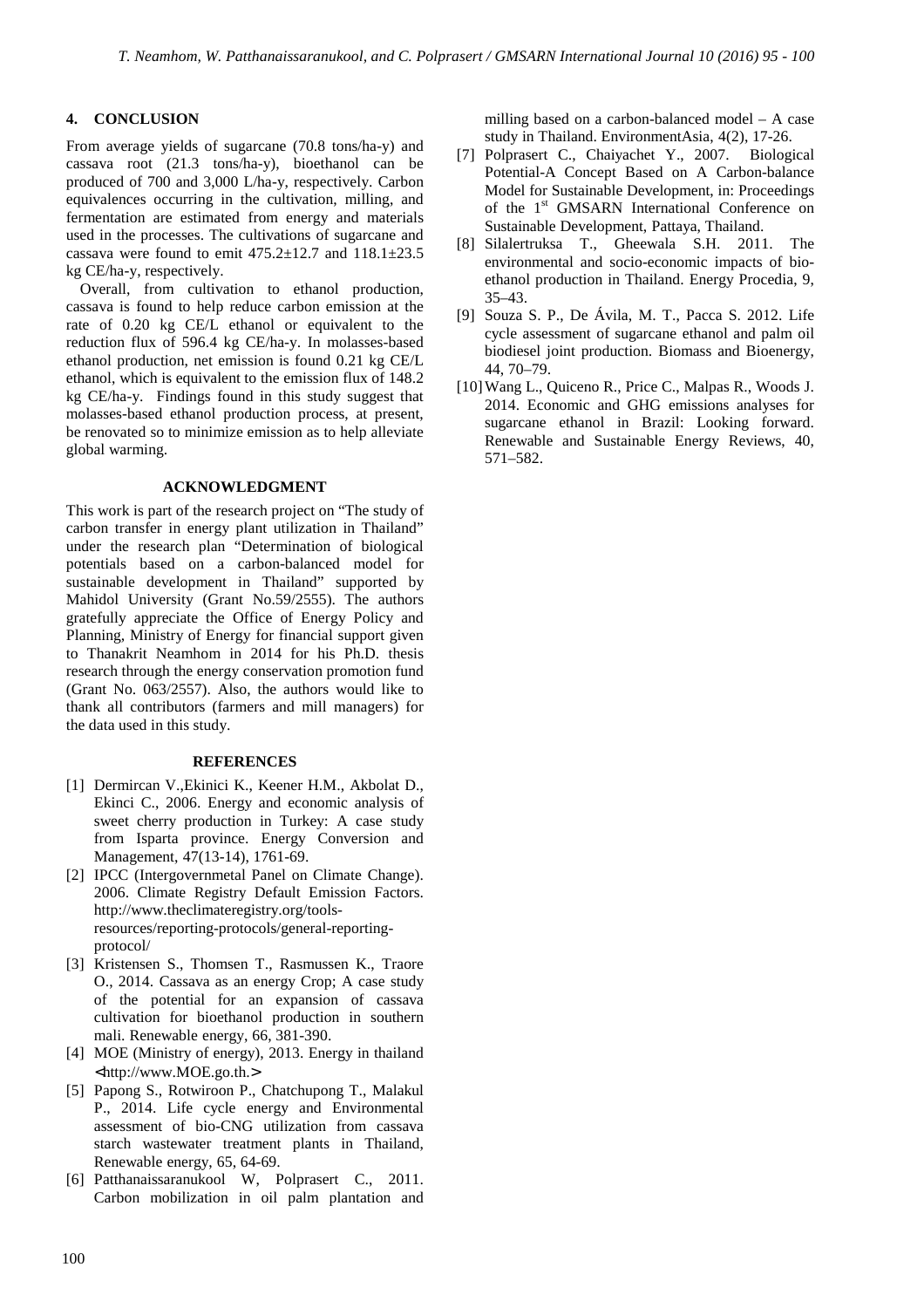## 4. CONCLUSION

From average yields of sugarcane (70.8 tons/ha-y) and cassava root (21.3 tons/ha-y), bioethanol can be produced of 700 and 3,000 L/ha-y, respectively. Carbon equivalences occurring in the cultivation, milling, and fermentation are estimated from energy and materials used in the processes. The cultivations of sugarcane and cassava were found to emit 475.2±12.7 and 118.1±23.5 kg CE/ha-y, respectively.

Overall, from cultivation to ethanol production, cassava is found to help reduce carbon emission at the rate of 0.20 kg CE/L ethanol or equivalent to the reduction flux of 596.4 kg CE/ha-y. In molasses-based ethanol production, net emission is found 0.21 kg CE/L ethanol, which is equivalent to the emission flux of 148.2 kg CE/ha-y. Findings found in this study suggest that molasses-based ethanol production process, at present, be renovated so to minimize emission as to help alleviate global warming.

## ACKNOWLEDGMENT

This work is part of the research project on "The study of carbon transfer in energy plant utilization in Thailand" under the research plan "Determination of biological potentials based on a carbon-balanced model for sustainable development in Thailand" supported by Mahidol University (Grant No.59/2555). The authors gratefully appreciate the Office of Energy Policy and Planning, Ministry of Energy for financial support given to Thanakrit Neamhom in 2014 for his Ph.D. thesis research through the energy conservation promotion fund (Grant No. 063/2557). Also, the authors would like to thank all contributors (farmers and mill managers) for the data used in this study.

## REFERENCES

[1] Dermircan V.,Ekinici K., Keener H.M., Akbolat D., Ekinci C., 2006. Energy and economic analysis of sweet cherry production in Turkey: A case study from Isparta province. Energy Conversion and Management, 47(13-14), 1761-69.

[2] IPCC (Intergovernmetal Panel on Climate Change). 2006. Climate Registry Default Emission Factors. http://www.theclimateregistry.org/tools-resources/reporting-protocols/general-reporting-protocol/

[3] Kristensen S., Thomsen T., Rasmussen K., Traore O., 2014. Cassava as an energy Crop; A case study of the potential for an expansion of cassava cultivation for bioethanol production in southern mali. Renewable energy, 66, 381-390.

[4] MOE (Ministry of energy), 2013. Energy in thailand <http://www.MOE.go.th.>

[5] Papong S., Rotwiroon P., Chatchupong T., Malakul P., 2014. Life cycle energy and Environmental assessment of bio-CNG utilization from cassava starch wastewater treatment plants in Thailand, Renewable energy, 65, 64-69.

[6] Patthanaissaranukool W, Polprasert C., 2011. Carbon mobilization in oil palm plantation and milling based on a carbon-balanced model – A case study in Thailand. EnvironmentAsia, 4(2), 17-26.

[7] Polprasert C., Chaiyachet Y., 2007. Biological Potential-A Concept Based on A Carbon-balance Model for Sustainable Development, in: Proceedings of the 1st GMSARN International Conference on Sustainable Development, Pattaya, Thailand.

[8] Silalertruksa T., Gheewala S.H. 2011. The environmental and socio-economic impacts of bio-ethanol production in Thailand. Energy Procedia, 9, 35–43.

[9] Souza S. P., De Ávila, M. T., Pacca S. 2012. Life cycle assessment of sugarcane ethanol and palm oil biodiesel joint production. Biomass and Bioenergy, 44, 70–79.

[10] Wang L., Quiceno R., Price C., Malpas R., Woods J. 2014. Economic and GHG emissions analyses for sugarcane ethanol in Brazil: Looking forward. Renewable and Sustainable Energy Reviews, 40, 571–582.